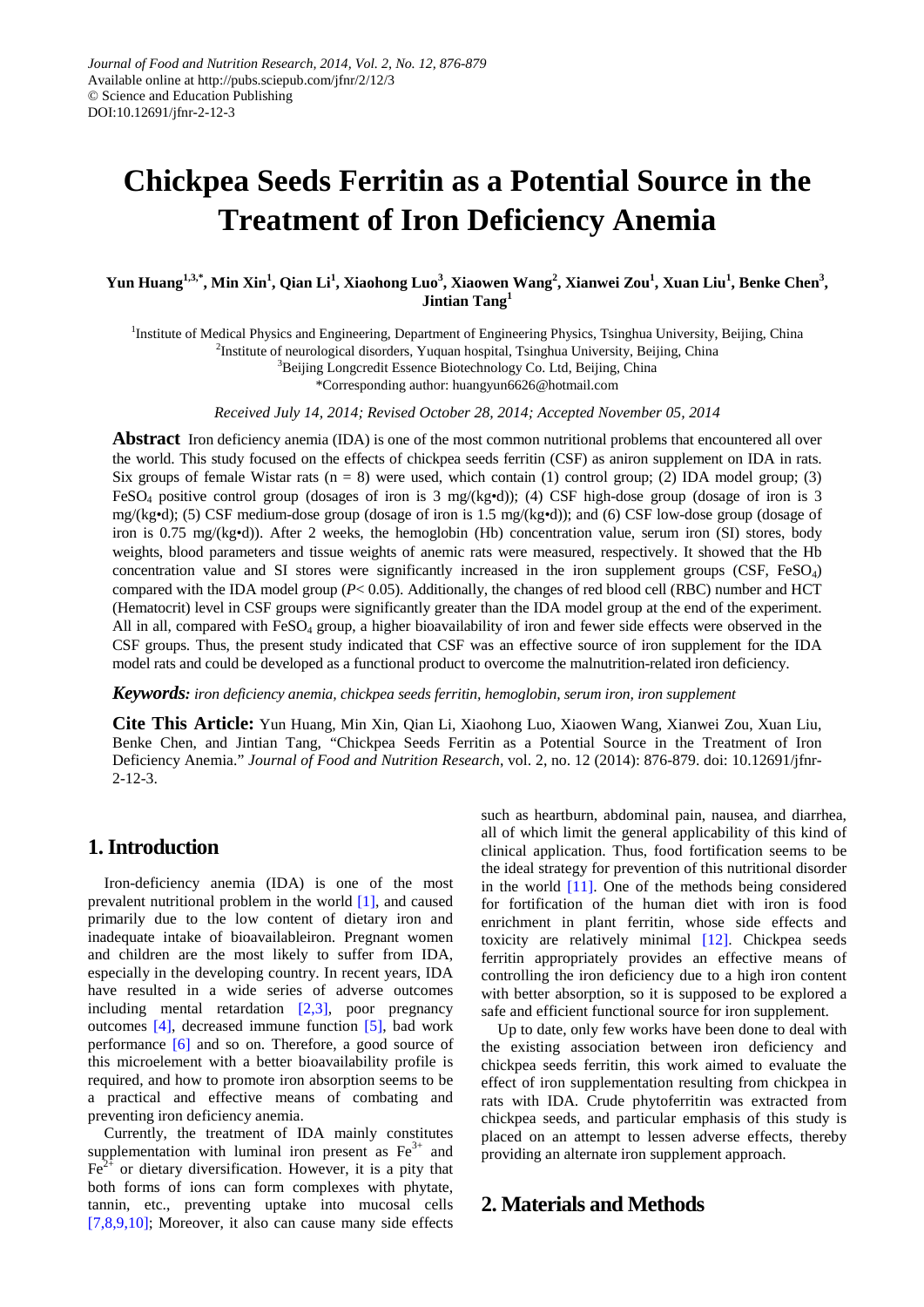Journal of Food and Nutrition Research, 2014, Vol. 2, No. 12, 876-879
Available online at http://pubs.sciepub.com/jfnr/2/12/3
© Science and Education Publishing
DOI:10.12691/jfnr-2-12-3

# Chickpea Seeds Ferritin as a Potential Source in the Treatment of Iron Deficiency Anemia

**Yun Huang[1,3,*], Min Xin[1], Qian Li[1], Xiaohong Luo[3], Xiaowen Wang[2], Xianwei Zou[1], Xuan Liu[1], Benke Chen[3], Jintian Tang[1]**

[1]Institute of Medical Physics and Engineering, Department of Engineering Physics, Tsinghua University, Beijing, China
[2]Institute of neurological disorders, Yuquan hospital, Tsinghua University, Beijing, China
[3]Beijing Longcredit Essence Biotechnology Co. Ltd, Beijing, China
*Corresponding author: huangyun6626@hotmail.com

*Received July 14, 2014; Revised October 28, 2014; Accepted November 05, 2014*

**Abstract** Iron deficiency anemia (IDA) is one of the most common nutritional problems that encountered all over the world. This study focused on the effects of chickpea seeds ferritin (CSF) as aniron supplement on IDA in rats. Six groups of female Wistar rats (n = 8) were used, which contain (1) control group; (2) IDA model group; (3) $FeSO_4$ positive control group (dosages of iron is 3 mg/(kg•d)); (4) CSF high-dose group (dosage of iron is 3 mg/(kg•d); (5) CSF medium-dose group (dosage of iron is 1.5 mg/(kg•d)); and (6) CSF low-dose group (dosage of iron is 0.75 mg/(kg•d)). After 2 weeks, the hemoglobin (Hb) concentration value, serum iron (SI) stores, body weights, blood parameters and tissue weights of anemic rats were measured, respectively. It showed that the Hb concentration value and SI stores were significantly increased in the iron supplement groups (CSF, $FeSO_4$) compared with the IDA model group ($P< 0.05$). Additionally, the changes of red blood cell (RBC) number and HCT (Hematocrit) level in CSF groups were significantly greater than the IDA model group at the end of the experiment. All in all, compared with $FeSO_4$ group, a higher bioavailability of iron and fewer side effects were observed in the CSF groups. Thus, the present study indicated that CSF was an effective source of iron supplement for the IDA model rats and could be developed as a functional product to overcome the malnutrition-related iron deficiency.

***Keywords:*** *iron deficiency anemia, chickpea seeds ferritin, hemoglobin, serum iron, iron supplement*

**Cite This Article:** Yun Huang, Min Xin, Qian Li, Xiaohong Luo, Xiaowen Wang, Xianwei Zou, Xuan Liu, Benke Chen, and Jintian Tang, "Chickpea Seeds Ferritin as a Potential Source in the Treatment of Iron Deficiency Anemia." *Journal of Food and Nutrition Research*, vol. 2, no. 12 (2014): 876-879. doi: 10.12691/jfnr-2-12-3.

## 1. Introduction

Iron-deficiency anemia (IDA) is one of the most prevalent nutritional problem in the world [1], and caused primarily due to the low content of dietary iron and inadequate intake of bioavailableiron. Pregnant women and children are the most likely to suffer from IDA, especially in the developing country. In recent years, IDA have resulted in a wide series of adverse outcomes including mental retardation [2,3], poor pregnancy outcomes [4], decreased immune function [5], bad work performance [6] and so on. Therefore, a good source of this microelement with a better bioavailability profile is required, and how to promote iron absorption seems to be a practical and effective means of combating and preventing iron deficiency anemia.

Currently, the treatment of IDA mainly constitutes supplementation with luminal iron present as $Fe^{3+}$ and $Fe^{2+}$ or dietary diversification. However, it is a pity that both forms of ions can form complexes with phytate, tannin, etc., preventing uptake into mucosal cells [7,8,9,10]; Moreover, it also can cause many side effects such as heartburn, abdominal pain, nausea, and diarrhea, all of which limit the general applicability of this kind of clinical application. Thus, food fortification seems to be the ideal strategy for prevention of this nutritional disorder in the world [11]. One of the methods being considered for fortification of the human diet with iron is food enrichment in plant ferritin, whose side effects and toxicity are relatively minimal [12]. Chickpea seeds ferritin appropriately provides an effective means of controlling the iron deficiency due to a high iron content with better absorption, so it is supposed to be explored a safe and efficient functional source for iron supplement.

Up to date, only few works have been done to deal with the existing association between iron deficiency and chickpea seeds ferritin, this work aimed to evaluate the effect of iron supplementation resulting from chickpea in rats with IDA. Crude phytoferritin was extracted from chickpea seeds, and particular emphasis of this study is placed on an attempt to lessen adverse effects, thereby providing an alternate iron supplement approach.

## 2. Materials and Methods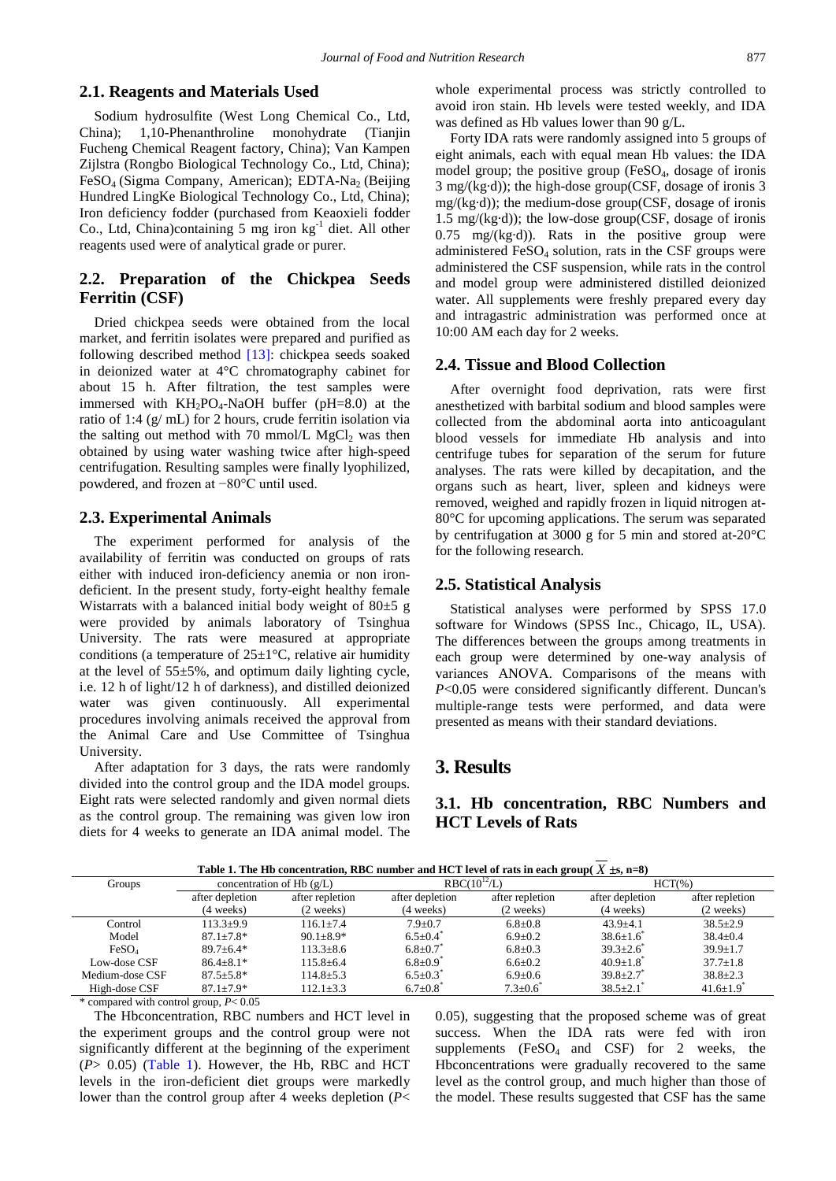## 2.1. Reagents and Materials Used

Sodium hydrosulfite (West Long Chemical Co., Ltd, China); 1,10-Phenanthroline monohydrate (Tianjin Fucheng Chemical Reagent factory, China); Van Kampen Zijlstra (Rongbo Biological Technology Co., Ltd, China); $FeSO_4$ (Sigma Company, American); EDTA-$Na_2$ (Beijing Hundred LingKe Biological Technology Co., Ltd, China); Iron deficiency fodder (purchased from Keaoxieli fodder Co., Ltd, China)containing 5 mg iron $kg^{-1}$ diet. All other reagents used were of analytical grade or purer.

## 2.2. Preparation of the Chickpea Seeds Ferritin (CSF)

Dried chickpea seeds were obtained from the local market, and ferritin isolates were prepared and purified as following described method [13]: chickpea seeds soaked in deionized water at 4°C chromatography cabinet for about 15 h. After filtration, the test samples were immersed with $KH_2PO_4$-NaOH buffer (pH=8.0) at the ratio of 1:4 (g/ mL) for 2 hours, crude ferritin isolation via the salting out method with 70 mmol/L $MgCl_2$ was then obtained by using water washing twice after high-speed centrifugation. Resulting samples were finally lyophilized, powdered, and frozen at −80°C until used.

## 2.3. Experimental Animals

The experiment performed for analysis of the availability of ferritin was conducted on groups of rats either with induced iron-deficiency anemia or non iron-deficient. In the present study, forty-eight healthy female Wistarrats with a balanced initial body weight of 80±5 g were provided by animals laboratory of Tsinghua University. The rats were measured at appropriate conditions (a temperature of 25±1°C, relative air humidity at the level of 55±5%, and optimum daily lighting cycle, i.e. 12 h of light/12 h of darkness), and distilled deionized water was given continuously. All experimental procedures involving animals received the approval from the Animal Care and Use Committee of Tsinghua University.

After adaptation for 3 days, the rats were randomly divided into the control group and the IDA model groups. Eight rats were selected randomly and given normal diets as the control group. The remaining was given low iron diets for 4 weeks to generate an IDA animal model. The whole experimental process was strictly controlled to avoid iron stain. Hb levels were tested weekly, and IDA was defined as Hb values lower than 90 g/L.

Forty IDA rats were randomly assigned into 5 groups of eight animals, each with equal mean Hb values: the IDA model group; the positive group ($FeSO_4$, dosage of ironis 3 mg/(kg·d)); the high-dose group(CSF, dosage of ironis 3 mg/(kg·d)); the medium-dose group(CSF, dosage of ironis 1.5 mg/(kg·d)); the low-dose group(CSF, dosage of ironis 0.75 mg/(kg·d)). Rats in the positive group were administered $FeSO_4$ solution, rats in the CSF groups were administered the CSF suspension, while rats in the control and model group were administered distilled deionized water. All supplements were freshly prepared every day and intragastric administration was performed once at 10:00 AM each day for 2 weeks.

## 2.4. Tissue and Blood Collection

After overnight food deprivation, rats were first anesthetized with barbital sodium and blood samples were collected from the abdominal aorta into anticoagulant blood vessels for immediate Hb analysis and into centrifuge tubes for separation of the serum for future analyses. The rats were killed by decapitation, and the organs such as heart, liver, spleen and kidneys were removed, weighed and rapidly frozen in liquid nitrogen at-80°C for upcoming applications. The serum was separated by centrifugation at 3000 g for 5 min and stored at-20°C for the following research.

## 2.5. Statistical Analysis

Statistical analyses were performed by SPSS 17.0 software for Windows (SPSS Inc., Chicago, IL, USA). The differences between the groups among treatments in each group were determined by one-way analysis of variances ANOVA. Comparisons of the means with $P$<0.05 were considered significantly different. Duncan's multiple-range tests were performed, and data were presented as means with their standard deviations.

# 3. Results

## 3.1. Hb concentration, RBC Numbers and HCT Levels of Rats

**Table 1. The Hb concentration, RBC number and HCT level of rats in each group( $\overline{X}$ ±s, n=8)**

| Groups | concentration of Hb (g/L) | | RBC($10^{12}$/L) | | HCT(%) | |
|---|---|---|---|---|---|---|
| | after depletion (4 weeks) | after repletion (2 weeks) | after depletion (4 weeks) | after repletion (2 weeks) | after depletion (4 weeks) | after repletion (2 weeks) |
| Control | 113.3±9.9 | 116.1±7.4 | 7.9±0.7 | 6.8±0.8 | 43.9±4.1 | 38.5±2.9 |
| Model | 87.1±7.8* | 90.1±8.9* | 6.5±0.4* | 6.9±0.2 | 38.6±1.6* | 38.4±0.4 |
| $FeSO_4$ | 89.7±6.4* | 113.3±8.6 | 6.8±0.7* | 6.8±0.3 | 39.3±2.6* | 39.9±1.7 |
| Low-dose CSF | 86.4±8.1* | 115.8±6.4 | 6.8±0.9* | 6.6±0.2 | 40.9±1.8* | 37.7±1.8 |
| Medium-dose CSF | 87.5±5.8* | 114.8±5.3 | 6.5±0.3* | 6.9±0.6 | 39.8±2.7* | 38.8±2.3 |
| High-dose CSF | 87.1±7.9* | 112.1±3.3 | 6.7±0.8* | 7.3±0.6* | 38.5±2.1* | 41.6±1.9* |

\* compared with control group, $P$< 0.05

The Hbconcentration, RBC numbers and HCT level in the experiment groups and the control group were not significantly different at the beginning of the experiment ($P$> 0.05) (Table 1). However, the Hb, RBC and HCT levels in the iron-deficient diet groups were markedly lower than the control group after 4 weeks depletion ($P$< 0.05), suggesting that the proposed scheme was of great success. When the IDA rats were fed with iron supplements ($FeSO_4$ and CSF) for 2 weeks, the Hbconcentrations were gradually recovered to the same level as the control group, and much higher than those of the model. These results suggested that CSF has the same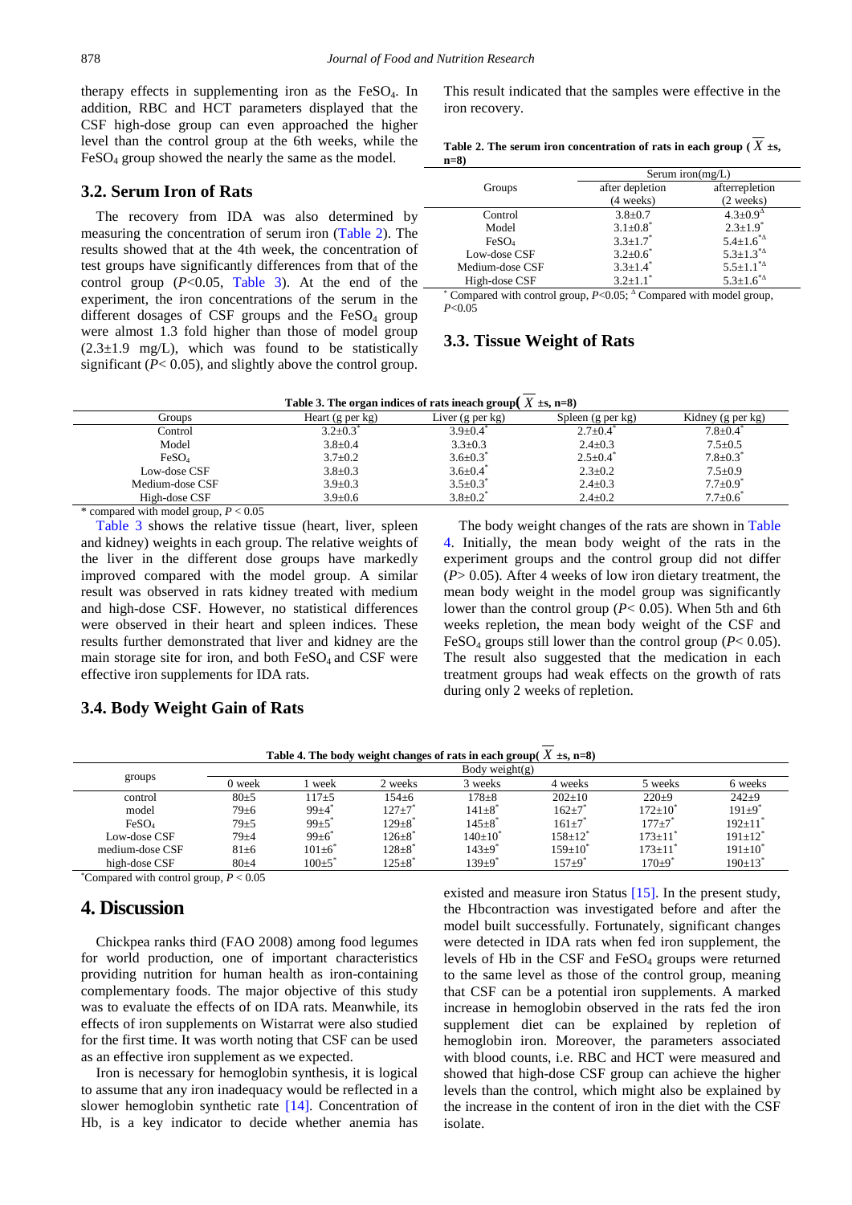therapy effects in supplementing iron as the $FeSO_4$. In addition, RBC and HCT parameters displayed that the CSF high-dose group can even approached the higher level than the control group at the 6th weeks, while the $FeSO_4$ group showed the nearly the same as the model.

## 3.2. Serum Iron of Rats

The recovery from IDA was also determined by measuring the concentration of serum iron (Table 2). The results showed that at the 4th week, the concentration of test groups have significantly differences from that of the control group ($P$<0.05, Table 3). At the end of the experiment, the iron concentrations of the serum in the different dosages of CSF groups and the $FeSO_4$ group were almost 1.3 fold higher than those of model group (2.3±1.9 mg/L), which was found to be statistically significant ($P$< 0.05), and slightly above the control group. This result indicated that the samples were effective in the iron recovery.

**Table 2. The serum iron concentration of rats in each group ($\overline{X}$ ±s, n=8)**

| Groups | Serum iron(mg/L) after depletion (4 weeks) | Serum iron(mg/L) afterrepletion (2 weeks) |
|---|---|---|
| Control | 3.8±0.7 | 4.3±0.9$^{\Delta}$ |
| Model | 3.1±0.8$^{*}$ | 2.3±1.9$^{*}$ |
| $FeSO_4$ | 3.3±1.7$^{*}$ | 5.4±1.6$^{*\Delta}$ |
| Low-dose CSF | 3.2±0.6$^{*}$ | 5.3±1.3$^{*\Delta}$ |
| Medium-dose CSF | 3.3±1.4$^{*}$ | 5.5±1.1$^{*\Delta}$ |
| High-dose CSF | 3.2±1.1$^{*}$ | 5.3±1.6$^{*\Delta}$ |

$^{*}$ Compared with control group, $P$<0.05; $^{\Delta}$ Compared with model group, $P$<0.05

## 3.3. Tissue Weight of Rats

**Table 3. The organ indices of rats ineach group($\overline{X}$ ±s, n=8)**

| Groups | Heart (g per kg) | Liver (g per kg) | Spleen (g per kg) | Kidney (g per kg) |
|---|---|---|---|---|
| Control | 3.2±0.3$^{*}$ | 3.9±0.4$^{*}$ | 2.7±0.4$^{*}$ | 7.8±0.4$^{*}$ |
| Model | 3.8±0.4 | 3.3±0.3 | 2.4±0.3 | 7.5±0.5 |
| $FeSO_4$ | 3.7±0.2 | 3.6±0.3$^{*}$ | 2.5±0.4$^{*}$ | 7.8±0.3$^{*}$ |
| Low-dose CSF | 3.8±0.3 | 3.6±0.4$^{*}$ | 2.3±0.2 | 7.5±0.9 |
| Medium-dose CSF | 3.9±0.3 | 3.5±0.3$^{*}$ | 2.4±0.3 | 7.7±0.9$^{*}$ |
| High-dose CSF | 3.9±0.6 | 3.8±0.2$^{*}$ | 2.4±0.2 | 7.7±0.6$^{*}$ |

\* compared with model group, $P$ < 0.05

Table 3 shows the relative tissue (heart, liver, spleen and kidney) weights in each group. The relative weights of the liver in the different dose groups have markedly improved compared with the model group. A similar result was observed in rats kidney treated with medium and high-dose CSF. However, no statistical differences were observed in their heart and spleen indices. These results further demonstrated that liver and kidney are the main storage site for iron, and both $FeSO_4$ and CSF were effective iron supplements for IDA rats.

## 3.4. Body Weight Gain of Rats

The body weight changes of the rats are shown in Table 4. Initially, the mean body weight of the rats in the experiment groups and the control group did not differ ($P$> 0.05). After 4 weeks of low iron dietary treatment, the mean body weight in the model group was significantly lower than the control group ($P$< 0.05). When 5th and 6th weeks repletion, the mean body weight of the CSF and $FeSO_4$ groups still lower than the control group ($P$< 0.05). The result also suggested that the medication in each treatment groups had weak effects on the growth of rats during only 2 weeks of repletion.

**Table 4. The body weight changes of rats in each group($\overline{X}$ ±s, n=8)**

| groups | Body weight(g) 0 week | 1 week | 2 weeks | 3 weeks | 4 weeks | 5 weeks | 6 weeks |
|---|---|---|---|---|---|---|---|
| control | 80±5 | 117±5 | 154±6 | 178±8 | 202±10 | 220±9 | 242±9 |
| model | 79±6 | 99±4$^{*}$ | 127±7$^{*}$ | 141±8$^{*}$ | 162±7$^{*}$ | 172±10$^{*}$ | 191±9$^{*}$ |
| $FeSO_4$ | 79±5 | 99±5$^{*}$ | 129±8$^{*}$ | 145±8$^{*}$ | 161±7$^{*}$ | 177±7$^{*}$ | 192±11$^{*}$ |
| Low-dose CSF | 79±4 | 99±6$^{*}$ | 126±8$^{*}$ | 140±10$^{*}$ | 158±12$^{*}$ | 173±11$^{*}$ | 191±12$^{*}$ |
| medium-dose CSF | 81±6 | 101±6$^{*}$ | 128±8$^{*}$ | 143±9$^{*}$ | 159±10$^{*}$ | 173±11$^{*}$ | 191±10$^{*}$ |
| high-dose CSF | 80±4 | 100±5$^{*}$ | 125±8$^{*}$ | 139±9$^{*}$ | 157±9$^{*}$ | 170±9$^{*}$ | 190±13$^{*}$ |

$^{*}$Compared with control group, $P$ < 0.05

# 4. Discussion

Chickpea ranks third (FAO 2008) among food legumes for world production, one of important characteristics providing nutrition for human health as iron-containing complementary foods. The major objective of this study was to evaluate the effects of on IDA rats. Meanwhile, its effects of iron supplements on Wistarrat were also studied for the first time. It was worth noting that CSF can be used as an effective iron supplement as we expected.

Iron is necessary for hemoglobin synthesis, it is logical to assume that any iron inadequacy would be reflected in a slower hemoglobin synthetic rate [14]. Concentration of Hb, is a key indicator to decide whether anemia has existed and measure iron Status [15]. In the present study, the Hbcontraction was investigated before and after the model built successfully. Fortunately, significant changes were detected in IDA rats when fed iron supplement, the levels of Hb in the CSF and $FeSO_4$ groups were returned to the same level as those of the control group, meaning that CSF can be a potential iron supplements. A marked increase in hemoglobin observed in the rats fed the iron supplement diet can be explained by repletion of hemoglobin iron. Moreover, the parameters associated with blood counts, i.e. RBC and HCT were measured and showed that high-dose CSF group can achieve the higher levels than the control, which might also be explained by the increase in the content of iron in the diet with the CSF isolate.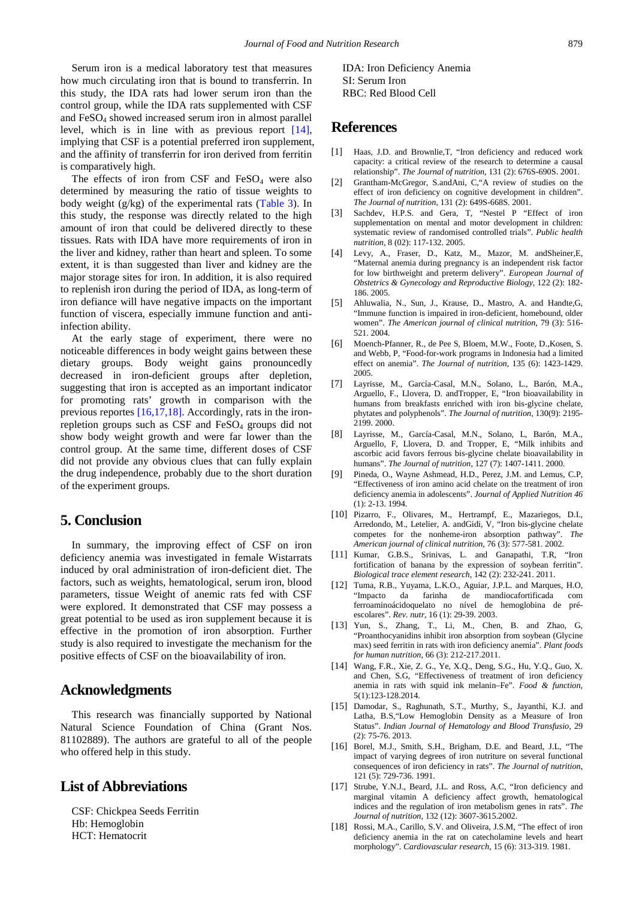Serum iron is a medical laboratory test that measures how much circulating iron that is bound to transferrin. In this study, the IDA rats had lower serum iron than the control group, while the IDA rats supplemented with CSF and $FeSO_4$ showed increased serum iron in almost parallel level, which is in line with as previous report [14], implying that CSF is a potential preferred iron supplement, and the affinity of transferrin for iron derived from ferritin is comparatively high.

The effects of iron from CSF and $FeSO_4$ were also determined by measuring the ratio of tissue weights to body weight (g/kg) of the experimental rats (Table 3). In this study, the response was directly related to the high amount of iron that could be delivered directly to these tissues. Rats with IDA have more requirements of iron in the liver and kidney, rather than heart and spleen. To some extent, it is than suggested than liver and kidney are the major storage sites for iron. In addition, it is also required to replenish iron during the period of IDA, as long-term of iron defiance will have negative impacts on the important function of viscera, especially immune function and anti-infection ability.

At the early stage of experiment, there were no noticeable differences in body weight gains between these dietary groups. Body weight gains pronouncedly decreased in iron-deficient groups after depletion, suggesting that iron is accepted as an important indicator for promoting rats' growth in comparison with the previous reportes [16,17,18]. Accordingly, rats in the iron-repletion groups such as CSF and $FeSO_4$ groups did not show body weight growth and were far lower than the control group. At the same time, different doses of CSF did not provide any obvious clues that can fully explain the drug independence, probably due to the short duration of the experiment groups.

## 5. Conclusion

In summary, the improving effect of CSF on iron deficiency anemia was investigated in female Wistarrats induced by oral administration of iron-deficient diet. The factors, such as weights, hematological, serum iron, blood parameters, tissue Weight of anemic rats fed with CSF were explored. It demonstrated that CSF may possess a great potential to be used as iron supplement because it is effective in the promotion of iron absorption. Further study is also required to investigate the mechanism for the positive effects of CSF on the bioavailability of iron.

## Acknowledgments

This research was financially supported by National Natural Science Foundation of China (Grant Nos. 81102889). The authors are grateful to all of the people who offered help in this study.

## List of Abbreviations

CSF: Chickpea Seeds Ferritin
Hb: Hemoglobin
HCT: Hematocrit
IDA: Iron Deficiency Anemia
SI: Serum Iron
RBC: Red Blood Cell

## References

[1] Haas, J.D. and Brownlie,T, "Iron deficiency and reduced work capacity: a critical review of the research to determine a causal relationship". *The Journal of nutrition*, 131 (2): 676S-690S. 2001.

[2] Grantham-McGregor, S.andAni, C,"A review of studies on the effect of iron deficiency on cognitive development in children". *The Journal of nutrition*, 131 (2): 649S-668S. 2001.

[3] Sachdev, H.P.S. and Gera, T, "Nestel P "Effect of iron supplementation on mental and motor development in children: systematic review of randomised controlled trials". *Public health nutrition*, 8 (02): 117-132. 2005.

[4] Levy, A., Fraser, D., Katz, M., Mazor, M. andSheiner,E, "Maternal anemia during pregnancy is an independent risk factor for low birthweight and preterm delivery". *European Journal of Obstetrics & Gynecology and Reproductive Biology*, 122 (2): 182-186. 2005.

[5] Ahluwalia, N., Sun, J., Krause, D., Mastro, A. and Handte,G, "Immune function is impaired in iron-deficient, homebound, older women". *The American journal of clinical nutrition*, 79 (3): 516-521. 2004.

[6] Moench-Pfanner, R., de Pee S, Bloem, M.W., Foote, D.,Kosen, S. and Webb, P, "Food-for-work programs in Indonesia had a limited effect on anemia". *The Journal of nutrition*, 135 (6): 1423-1429. 2005.

[7] Layrisse, M., García-Casal, M.N., Solano, L., Barón, M.A., Arguello, F., Llovera, D. andTropper, E, "Iron bioavailability in humans from breakfasts enriched with iron bis-glycine chelate, phytates and polyphenols". *The Journal of nutrition*, 130(9): 2195-2199. 2000.

[8] Layrisse, M., García-Casal, M.N., Solano, L, Barón, M.A., Arguello, F, Llovera, D. and Tropper, E, "Milk inhibits and ascorbic acid favors ferrous bis-glycine chelate bioavailability in humans". *The Journal of nutrition*, 127 (7): 1407-1411. 2000.

[9] Pineda, O., Wayne Ashmead, H.D., Perez, J.M. and Lemus, C.P, "Effectiveness of iron amino acid chelate on the treatment of iron deficiency anemia in adolescents". *Journal of Applied Nutrition 46* (1): 2-13. 1994.

[10] Pizarro, F., Olivares, M., Hertrampf, E., Mazariegos, D.I., Arredondo, M., Letelier, A. andGidi, V, "Iron bis-glycine chelate competes for the nonheme-iron absorption pathway". *The American journal of clinical nutrition*, 76 (3): 577-581. 2002.

[11] Kumar, G.B.S., Srinivas, L. and Ganapathi, T.R, "Iron fortification of banana by the expression of soybean ferritin". *Biological trace element research*, 142 (2): 232-241. 2011.

[12] Tuma, R.B., Yuyama, L.K.O., Aguiar, J.P.L. and Marques, H.O, "Impacto da farinha de mandiocafortificada com ferroaminoácidoquelato no nível de hemoglobina de pré-escolares". *Rev. nutr*, 16 (1): 29-39. 2003.

[13] Yun, S., Zhang, T., Li, M., Chen, B. and Zhao, G, "Proanthocyanidins inhibit iron absorption from soybean (Glycine max) seed ferritin in rats with iron deficiency anemia". *Plant foods for human nutrition*, 66 (3): 212-217.2011.

[14] Wang, F.R., Xie, Z. G., Ye, X.Q., Deng, S.G., Hu, Y.Q., Guo, X. and Chen, S.G, "Effectiveness of treatment of iron deficiency anemia in rats with squid ink melanin–Fe". *Food & function*, 5(1):123-128.2014.

[15] Damodar, S., Raghunath, S.T., Murthy, S., Jayanthi, K.J. and Latha, B.S,"Low Hemoglobin Density as a Measure of Iron Status". *Indian Journal of Hematology and Blood Transfusio*, 29 (2): 75-76. 2013.

[16] Borel, M.J., Smith, S.H., Brigham, D.E. and Beard, J.L, "The impact of varying degrees of iron nutriture on several functional consequences of iron deficiency in rats". *The Journal of nutrition*, 121 (5): 729-736. 1991.

[17] Strube, Y.N.J., Beard, J.L. and Ross, A.C, "Iron deficiency and marginal vitamin A deficiency affect growth, hematological indices and the regulation of iron metabolism genes in rats". *The Journal of nutrition*, 132 (12): 3607-3615.2002.

[18] Rossi, M.A., Carillo, S.V. and Oliveira, J.S.M, "The effect of iron deficiency anemia in the rat on catecholamine levels and heart morphology". *Cardiovascular research*, 15 (6): 313-319. 1981.